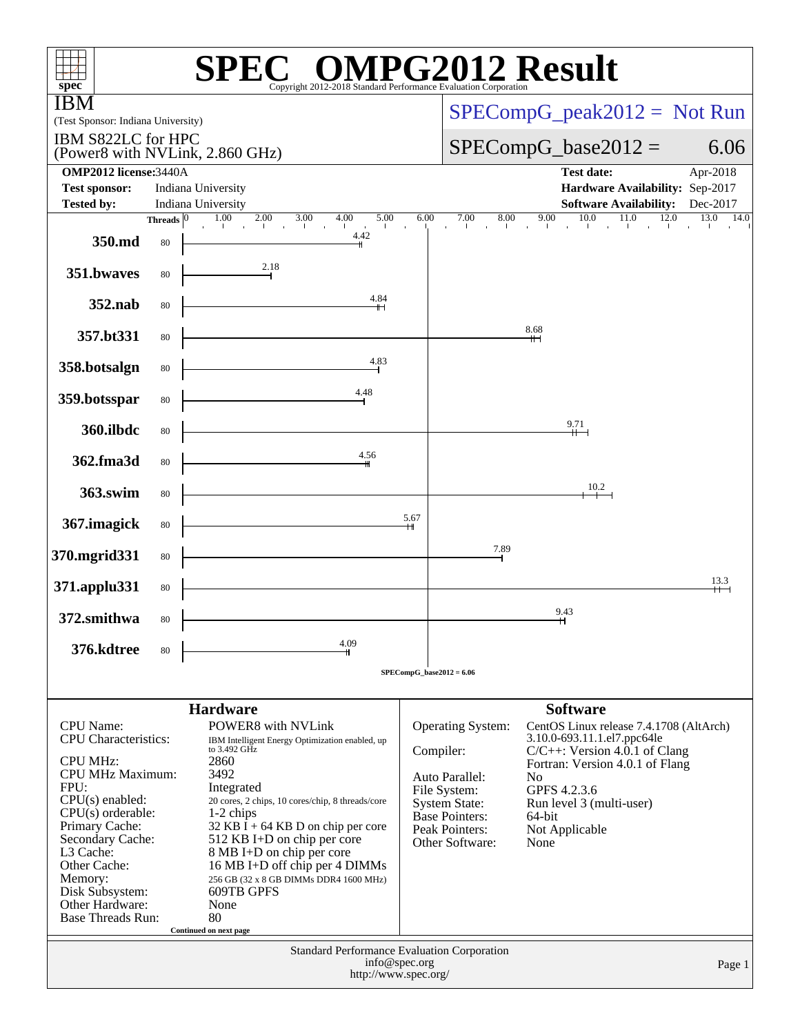# SPEC OMPG2012 Result

Copyright 2012-2018 Standard Performance Evaluation Corporation

**IBM**
(Test Sponsor: Indiana University)

IBM S822LC for HPC
(Power8 with NVLink, 2.860 GHz)

SPECompG_peak2012 = Not Run

SPECompG_base2012 = 6.06

| | | | |
|---|---|---|---|
| **OMP2012 license:** 3440A | | **Test date:** | Apr-2018 |
| **Test sponsor:** | Indiana University | **Hardware Availability:** | Sep-2017 |
| **Tested by:** | Indiana University | **Software Availability:** | Dec-2017 |

Threads
0 1.00 2.00 3.00 4.00 5.00 6.00 7.00 8.00 9.00 10.0 11.0 12.0 13.0 14.0

350.md 80 4.42
351.bwaves 80 2.18
352.nab 80 4.84
357.bt331 80 8.68
358.botsalgn 80 4.83
359.botsspar 80 4.48
360.ilbdc 80 9.71
362.fma3d 80 4.56
363.swim 80 10.2
367.imagick 80 5.67
370.mgrid331 80 7.89
371.applu331 80 13.3
372.smithwa 80 9.43
376.kdtree 80 4.09

SPECompG_base2012 = 6.06

## Hardware

| | |
|---|---|
| CPU Name: | POWER8 with NVLink |
| CPU Characteristics: | IBM Intelligent Energy Optimization enabled, up to 3.492 GHz |
| CPU MHz: | 2860 |
| CPU MHz Maximum: | 3492 |
| FPU: | Integrated |
| CPU(s) enabled: | 20 cores, 2 chips, 10 cores/chip, 8 threads/core |
| CPU(s) orderable: | 1-2 chips |
| Primary Cache: | 32 KB I + 64 KB D on chip per core |
| Secondary Cache: | 512 KB I+D on chip per core |
| L3 Cache: | 8 MB I+D on chip per core |
| Other Cache: | 16 MB I+D off chip per 4 DIMMs |
| Memory: | 256 GB (32 x 8 GB DIMMs DDR4 1600 MHz) |
| Disk Subsystem: | 609TB GPFS |
| Other Hardware: | None |
| Base Threads Run: | 80 |

Continued on next page

## Software

| | |
|---|---|
| Operating System: | CentOS Linux release 7.4.1708 (AltArch) 3.10.0-693.11.1.el7.ppc64le |
| Compiler: | C/C++: Version 4.0.1 of Clang<br>Fortran: Version 4.0.1 of Flang |
| Auto Parallel: | No |
| File System: | GPFS 4.2.3.6 |
| System State: | Run level 3 (multi-user) |
| Base Pointers: | 64-bit |
| Peak Pointers: | Not Applicable |
| Other Software: | None |

Standard Performance Evaluation Corporation
info@spec.org
http://www.spec.org/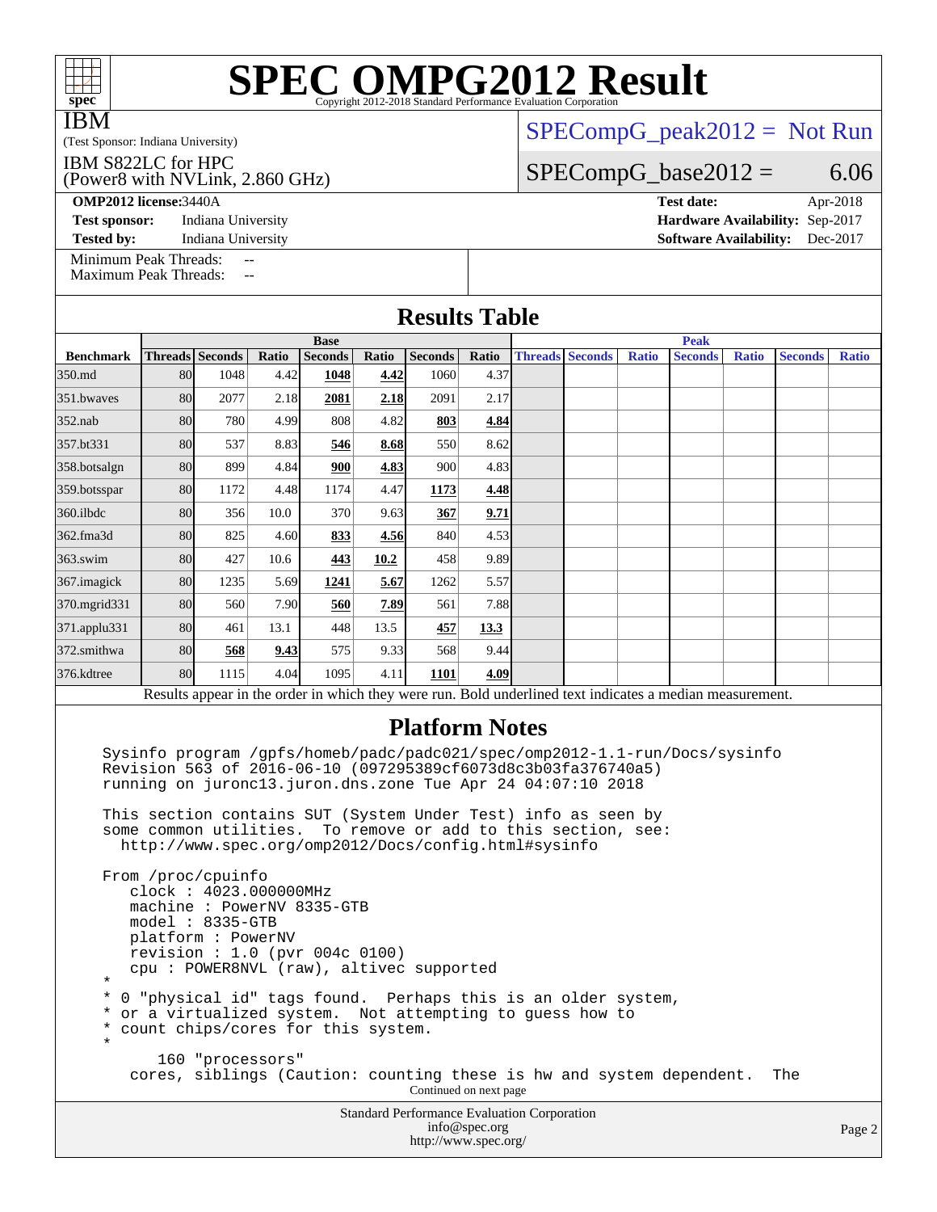# SPEC OMPG2012 Result

Copyright 2012-2018 Standard Performance Evaluation Corporation

**IBM**

(Test Sponsor: Indiana University)

IBM S822LC for HPC
(Power8 with NVLink, 2.860 GHz)

SPECompG_peak2012 = Not Run

SPECompG_base2012 = 6.06

**OMP2012 license:** 3440A | **Test date:** Apr-2018

**Test sponsor:** Indiana University | **Hardware Availability:** Sep-2017

**Tested by:** Indiana University | **Software Availability:** Dec-2017

Minimum Peak Threads: --
Maximum Peak Threads: --

## Results Table

| | Base | | | | | | | Peak | | | | | | |
|---|---|---|---|---|---|---|---|---|---|---|---|---|---|---|
| Benchmark | Threads | Seconds | Ratio | Seconds | Ratio | Seconds | Ratio | Threads | Seconds | Ratio | Seconds | Ratio | Seconds | Ratio |
| 350.md | 80 | 1048 | 4.42 | **1048** | **4.42** | 1060 | 4.37 | | | | | | | |
| 351.bwaves | 80 | 2077 | 2.18 | **2081** | **2.18** | 2091 | 2.17 | | | | | | | |
| 352.nab | 80 | 780 | 4.99 | 808 | 4.82 | **803** | **4.84** | | | | | | | |
| 357.bt331 | 80 | 537 | 8.83 | **546** | **8.68** | 550 | 8.62 | | | | | | | |
| 358.botsalgn | 80 | 899 | 4.84 | **900** | **4.83** | 900 | 4.83 | | | | | | | |
| 359.botsspar | 80 | 1172 | 4.48 | 1174 | 4.47 | **1173** | **4.48** | | | | | | | |
| 360.ilbdc | 80 | 356 | 10.0 | 370 | 9.63 | **367** | **9.71** | | | | | | | |
| 362.fma3d | 80 | 825 | 4.60 | **833** | **4.56** | 840 | 4.53 | | | | | | | |
| 363.swim | 80 | 427 | 10.6 | **443** | **10.2** | 458 | 9.89 | | | | | | | |
| 367.imagick | 80 | 1235 | 5.69 | **1241** | **5.67** | 1262 | 5.57 | | | | | | | |
| 370.mgrid331 | 80 | 560 | 7.90 | **560** | **7.89** | 561 | 7.88 | | | | | | | |
| 371.applu331 | 80 | 461 | 13.1 | 448 | 13.5 | **457** | **13.3** | | | | | | | |
| 372.smithwa | 80 | **568** | **9.43** | 575 | 9.33 | 568 | 9.44 | | | | | | | |
| 376.kdtree | 80 | 1115 | 4.04 | 1095 | 4.11 | **1101** | **4.09** | | | | | | | |

Results appear in the order in which they were run. Bold underlined text indicates a median measurement.

## Platform Notes

```
Sysinfo program /gpfs/homeb/padc/padc021/spec/omp2012-1.1-run/Docs/sysinfo
Revision 563 of 2016-06-10 (097295389cf6073d8c3b03fa376740a5)
running on juronc13.juron.dns.zone Tue Apr 24 04:07:10 2018

This section contains SUT (System Under Test) info as seen by
some common utilities.  To remove or add to this section, see:
  http://www.spec.org/omp2012/Docs/config.html#sysinfo

From /proc/cpuinfo
   clock : 4023.000000MHz
   machine : PowerNV 8335-GTB
   model : 8335-GTB
   platform : PowerNV
   revision : 1.0 (pvr 004c 0100)
   cpu : POWER8NVL (raw), altivec supported
*
* 0 "physical id" tags found.  Perhaps this is an older system,
* or a virtualized system.  Not attempting to guess how to
* count chips/cores for this system.
*
      160 "processors"
   cores, siblings (Caution: counting these is hw and system dependent.  The
```

Continued on next page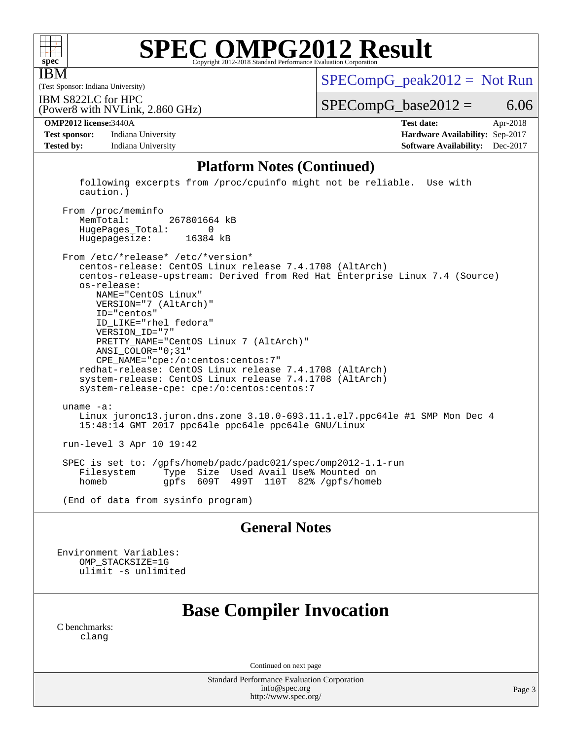# SPEC OMPG2012 Result

IBM

(Test Sponsor: Indiana University)

IBM S822LC for HPC
(Power8 with NVLink, 2.860 GHz)

SPECompG_peak2012 = Not Run

SPECompG_base2012 = 6.06

**OMP2012 license:** 3440A
**Test sponsor:** Indiana University
**Tested by:** Indiana University

**Test date:** Apr-2018
**Hardware Availability:** Sep-2017
**Software Availability:** Dec-2017

## Platform Notes (Continued)

```
    following excerpts from /proc/cpuinfo might not be reliable.  Use with
    caution.)

 From /proc/meminfo
    MemTotal:       267801664 kB
    HugePages_Total:        0
    Hugepagesize:       16384 kB

 From /etc/*release* /etc/*version*
    centos-release: CentOS Linux release 7.4.1708 (AltArch)
    centos-release-upstream: Derived from Red Hat Enterprise Linux 7.4 (Source)
    os-release:
       NAME="CentOS Linux"
       VERSION="7 (AltArch)"
       ID="centos"
       ID_LIKE="rhel fedora"
       VERSION_ID="7"
       PRETTY_NAME="CentOS Linux 7 (AltArch)"
       ANSI_COLOR="0;31"
       CPE_NAME="cpe:/o:centos:centos:7"
    redhat-release: CentOS Linux release 7.4.1708 (AltArch)
    system-release: CentOS Linux release 7.4.1708 (AltArch)
    system-release-cpe: cpe:/o:centos:centos:7

 uname -a:
    Linux juronc13.juron.dns.zone 3.10.0-693.11.1.el7.ppc64le #1 SMP Mon Dec 4
    15:48:14 GMT 2017 ppc64le ppc64le ppc64le GNU/Linux

 run-level 3 Apr 10 19:42

 SPEC is set to: /gpfs/homeb/padc/padc021/spec/omp2012-1.1-run
    Filesystem     Type  Size  Used Avail Use% Mounted on
    homeb          gpfs  609T  499T  110T  82% /gpfs/homeb

 (End of data from sysinfo program)
```

## General Notes

```
Environment Variables:
    OMP_STACKSIZE=1G
    ulimit -s unlimited
```

## Base Compiler Invocation

C benchmarks:
 clang

Continued on next page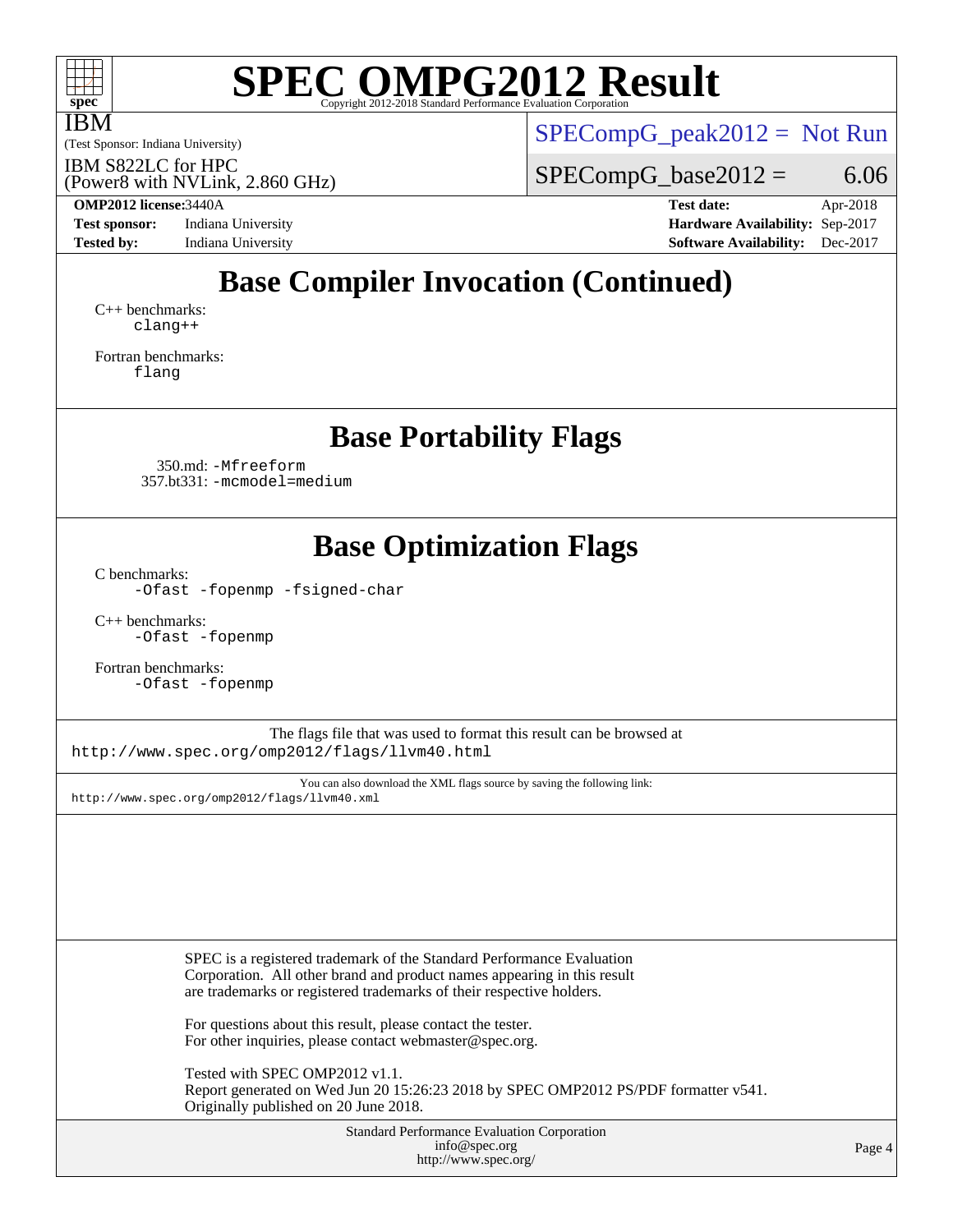## Base Compiler Invocation (Continued)

C++ benchmarks:
 clang++

Fortran benchmarks:
 flang

## Base Portability Flags

350.md: -Mfreeform
357.bt331: -mcmodel=medium

## Base Optimization Flags

C benchmarks:
 -Ofast -fopenmp -fsigned-char

C++ benchmarks:
 -Ofast -fopenmp

Fortran benchmarks:
 -Ofast -fopenmp

The flags file that was used to format this result can be browsed at
http://www.spec.org/omp2012/flags/llvm40.html

You can also download the XML flags source by saving the following link:
http://www.spec.org/omp2012/flags/llvm40.xml

SPEC is a registered trademark of the Standard Performance Evaluation Corporation. All other brand and product names appearing in this result are trademarks or registered trademarks of their respective holders.

For questions about this result, please contact the tester.
For other inquiries, please contact webmaster@spec.org.

Tested with SPEC OMP2012 v1.1.
Report generated on Wed Jun 20 15:26:23 2018 by SPEC OMP2012 PS/PDF formatter v541.
Originally published on 20 June 2018.